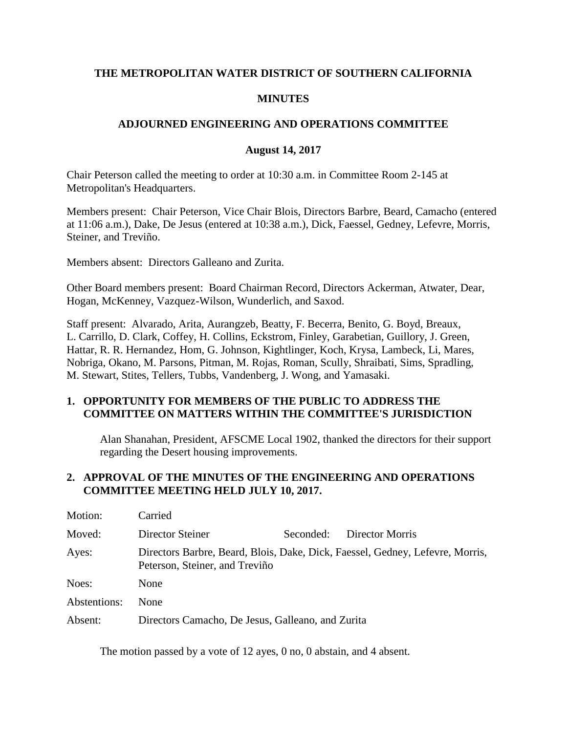**THE METROPOLITAN WATER DISTRICT OF SOUTHERN CALIFORNIA**

**MINUTES**

**ADJOURNED ENGINEERING AND OPERATIONS COMMITTEE**

**August 14, 2017**

Chair Peterson called the meeting to order at 10:30 a.m. in Committee Room 2-145 at Metropolitan's Headquarters.

Members present: Chair Peterson, Vice Chair Blois, Directors Barbre, Beard, Camacho (entered at 11:06 a.m.), Dake, De Jesus (entered at 10:38 a.m.), Dick, Faessel, Gedney, Lefevre, Morris, Steiner, and Treviño.

Members absent: Directors Galleano and Zurita.

Other Board members present: Board Chairman Record, Directors Ackerman, Atwater, Dear, Hogan, McKenney, Vazquez-Wilson, Wunderlich, and Saxod.

Staff present: Alvarado, Arita, Aurangzeb, Beatty, F. Becerra, Benito, G. Boyd, Breaux, L. Carrillo, D. Clark, Coffey, H. Collins, Eckstrom, Finley, Garabetian, Guillory, J. Green, Hattar, R. R. Hernandez, Hom, G. Johnson, Kightlinger, Koch, Krysa, Lambeck, Li, Mares, Nobriga, Okano, M. Parsons, Pitman, M. Rojas, Roman, Scully, Shraibati, Sims, Spradling, M. Stewart, Stites, Tellers, Tubbs, Vandenberg, J. Wong, and Yamasaki.

**1. OPPORTUNITY FOR MEMBERS OF THE PUBLIC TO ADDRESS THE COMMITTEE ON MATTERS WITHIN THE COMMITTEE'S JURISDICTION**

Alan Shanahan, President, AFSCME Local 1902, thanked the directors for their support regarding the Desert housing improvements.

**2. APPROVAL OF THE MINUTES OF THE ENGINEERING AND OPERATIONS COMMITTEE MEETING HELD JULY 10, 2017.**

| | | | |
|---|---|---|---|
| Motion: | Carried | | |
| Moved: | Director Steiner | Seconded: | Director Morris |
| Ayes: | Directors Barbre, Beard, Blois, Dake, Dick, Faessel, Gedney, Lefevre, Morris, Peterson, Steiner, and Treviño | | |
| Noes: | None | | |
| Abstentions: | None | | |
| Absent: | Directors Camacho, De Jesus, Galleano, and Zurita | | |

The motion passed by a vote of 12 ayes, 0 no, 0 abstain, and 4 absent.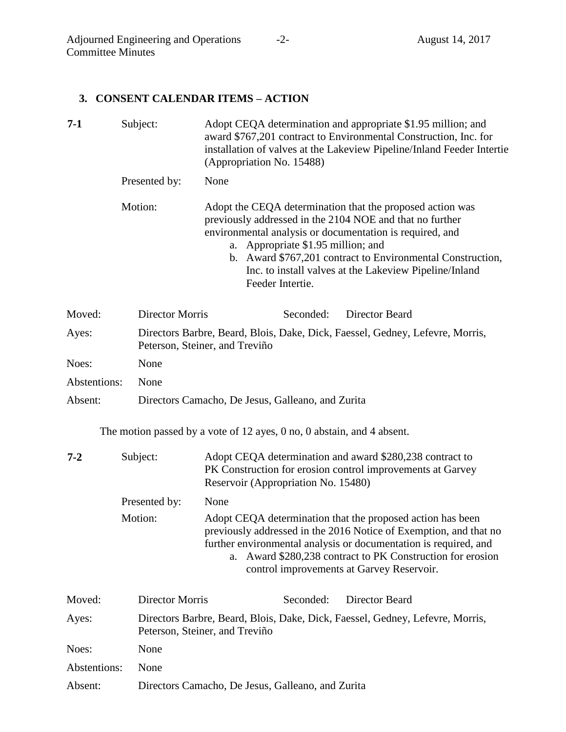## 3. CONSENT CALENDAR ITEMS – ACTION

**7-1** Subject: Adopt CEQA determination and appropriate \$1.95 million; and award \$767,201 contract to Environmental Construction, Inc. for installation of valves at the Lakeview Pipeline/Inland Feeder Intertie (Appropriation No. 15488)

Presented by: None

Motion: Adopt the CEQA determination that the proposed action was previously addressed in the 2104 NOE and that no further environmental analysis or documentation is required, and

a. Appropriate \$1.95 million; and
b. Award \$767,201 contract to Environmental Construction, Inc. to install valves at the Lakeview Pipeline/Inland Feeder Intertie.

Moved: Director Morris Seconded: Director Beard

Ayes: Directors Barbre, Beard, Blois, Dake, Dick, Faessel, Gedney, Lefevre, Morris, Peterson, Steiner, and Treviño

Noes: None

Abstentions: None

Absent: Directors Camacho, De Jesus, Galleano, and Zurita

The motion passed by a vote of 12 ayes, 0 no, 0 abstain, and 4 absent.

**7-2** Subject: Adopt CEQA determination and award \$280,238 contract to PK Construction for erosion control improvements at Garvey Reservoir (Appropriation No. 15480)

Presented by: None

Motion: Adopt CEQA determination that the proposed action has been previously addressed in the 2016 Notice of Exemption, and that no further environmental analysis or documentation is required, and

a. Award \$280,238 contract to PK Construction for erosion control improvements at Garvey Reservoir.

Moved: Director Morris Seconded: Director Beard

Ayes: Directors Barbre, Beard, Blois, Dake, Dick, Faessel, Gedney, Lefevre, Morris, Peterson, Steiner, and Treviño

Noes: None

Abstentions: None

Absent: Directors Camacho, De Jesus, Galleano, and Zurita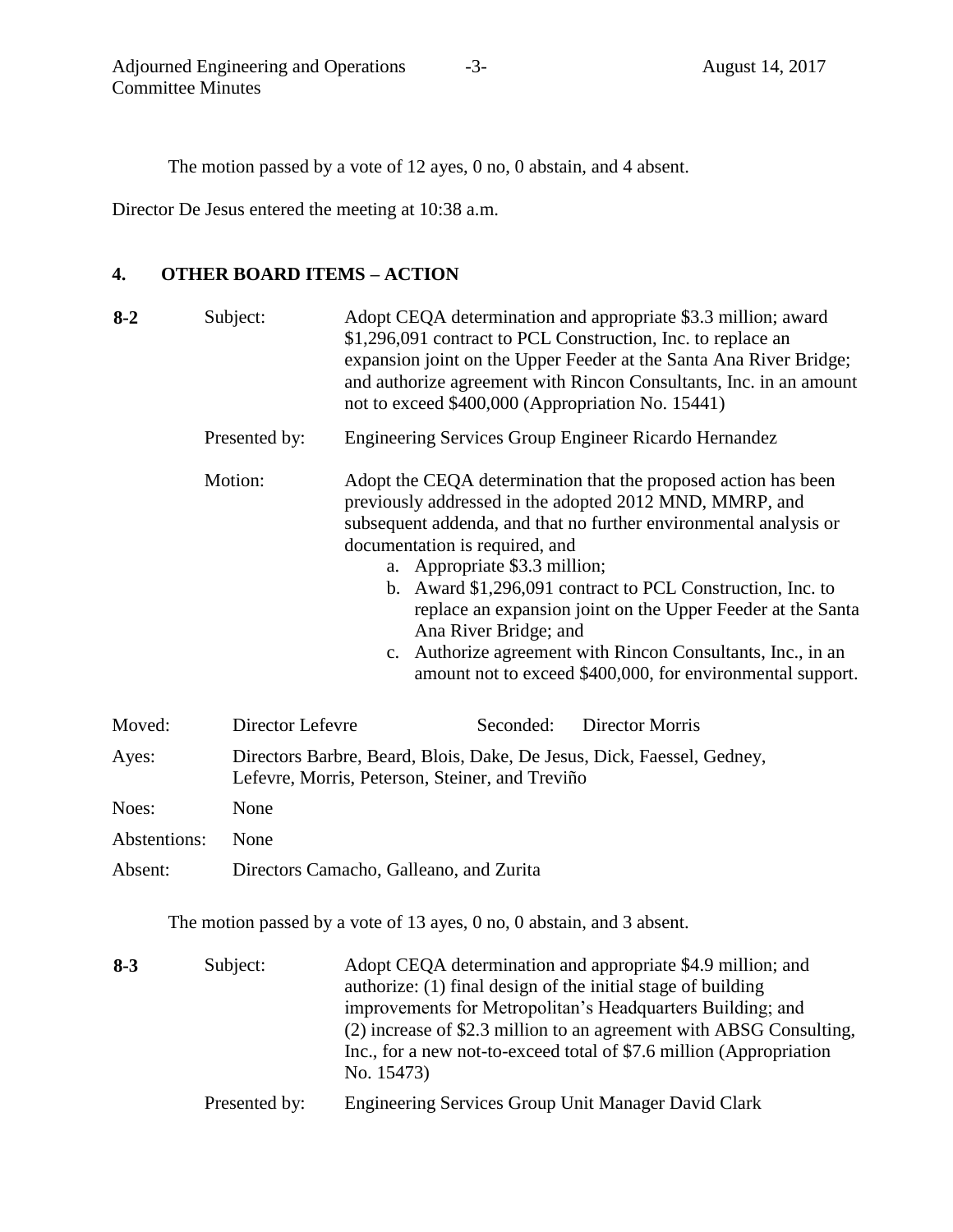The motion passed by a vote of 12 ayes, 0 no, 0 abstain, and 4 absent.

Director De Jesus entered the meeting at 10:38 a.m.

## 4. OTHER BOARD ITEMS – ACTION

**8-2** Subject: Adopt CEQA determination and appropriate \$3.3 million; award \$1,296,091 contract to PCL Construction, Inc. to replace an expansion joint on the Upper Feeder at the Santa Ana River Bridge; and authorize agreement with Rincon Consultants, Inc. in an amount not to exceed \$400,000 (Appropriation No. 15441)

Presented by: Engineering Services Group Engineer Ricardo Hernandez

Motion: Adopt the CEQA determination that the proposed action has been previously addressed in the adopted 2012 MND, MMRP, and subsequent addenda, and that no further environmental analysis or documentation is required, and

a. Appropriate \$3.3 million;
b. Award \$1,296,091 contract to PCL Construction, Inc. to replace an expansion joint on the Upper Feeder at the Santa Ana River Bridge; and
c. Authorize agreement with Rincon Consultants, Inc., in an amount not to exceed \$400,000, for environmental support.

Moved: Director Lefevre Seconded: Director Morris

Ayes: Directors Barbre, Beard, Blois, Dake, De Jesus, Dick, Faessel, Gedney, Lefevre, Morris, Peterson, Steiner, and Treviño

Noes: None

Abstentions: None

Absent: Directors Camacho, Galleano, and Zurita

The motion passed by a vote of 13 ayes, 0 no, 0 abstain, and 3 absent.

**8-3** Subject: Adopt CEQA determination and appropriate \$4.9 million; and authorize: (1) final design of the initial stage of building improvements for Metropolitan's Headquarters Building; and (2) increase of \$2.3 million to an agreement with ABSG Consulting, Inc., for a new not-to-exceed total of \$7.6 million (Appropriation No. 15473)

Presented by: Engineering Services Group Unit Manager David Clark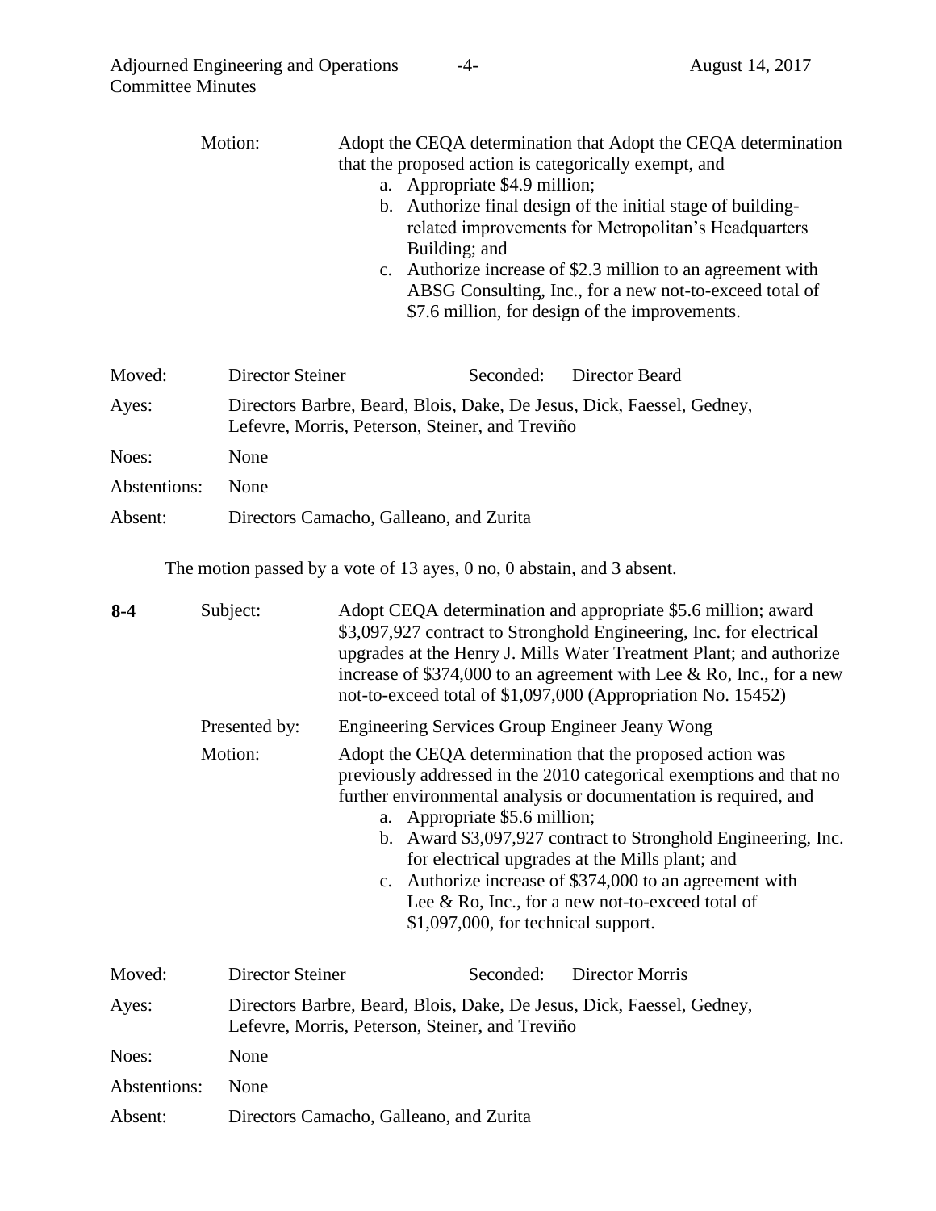Motion: Adopt the CEQA determination that Adopt the CEQA determination that the proposed action is categorically exempt, and

a. Appropriate $4.9 million;
b. Authorize final design of the initial stage of building-related improvements for Metropolitan's Headquarters Building; and
c. Authorize increase of $2.3 million to an agreement with ABSG Consulting, Inc., for a new not-to-exceed total of $7.6 million, for design of the improvements.

Moved: Director Steiner    Seconded: Director Beard

Ayes: Directors Barbre, Beard, Blois, Dake, De Jesus, Dick, Faessel, Gedney, Lefevre, Morris, Peterson, Steiner, and Treviño

Noes: None

Abstentions: None

Absent: Directors Camacho, Galleano, and Zurita

The motion passed by a vote of 13 ayes, 0 no, 0 abstain, and 3 absent.

**8-4** Subject: Adopt CEQA determination and appropriate $5.6 million; award $3,097,927 contract to Stronghold Engineering, Inc. for electrical upgrades at the Henry J. Mills Water Treatment Plant; and authorize increase of $374,000 to an agreement with Lee & Ro, Inc., for a new not-to-exceed total of $1,097,000 (Appropriation No. 15452)

Presented by: Engineering Services Group Engineer Jeany Wong

Motion: Adopt the CEQA determination that the proposed action was previously addressed in the 2010 categorical exemptions and that no further environmental analysis or documentation is required, and

a. Appropriate $5.6 million;
b. Award $3,097,927 contract to Stronghold Engineering, Inc. for electrical upgrades at the Mills plant; and
c. Authorize increase of $374,000 to an agreement with Lee & Ro, Inc., for a new not-to-exceed total of $1,097,000, for technical support.

Moved: Director Steiner    Seconded: Director Morris

Ayes: Directors Barbre, Beard, Blois, Dake, De Jesus, Dick, Faessel, Gedney, Lefevre, Morris, Peterson, Steiner, and Treviño

Noes: None

Abstentions: None

Absent: Directors Camacho, Galleano, and Zurita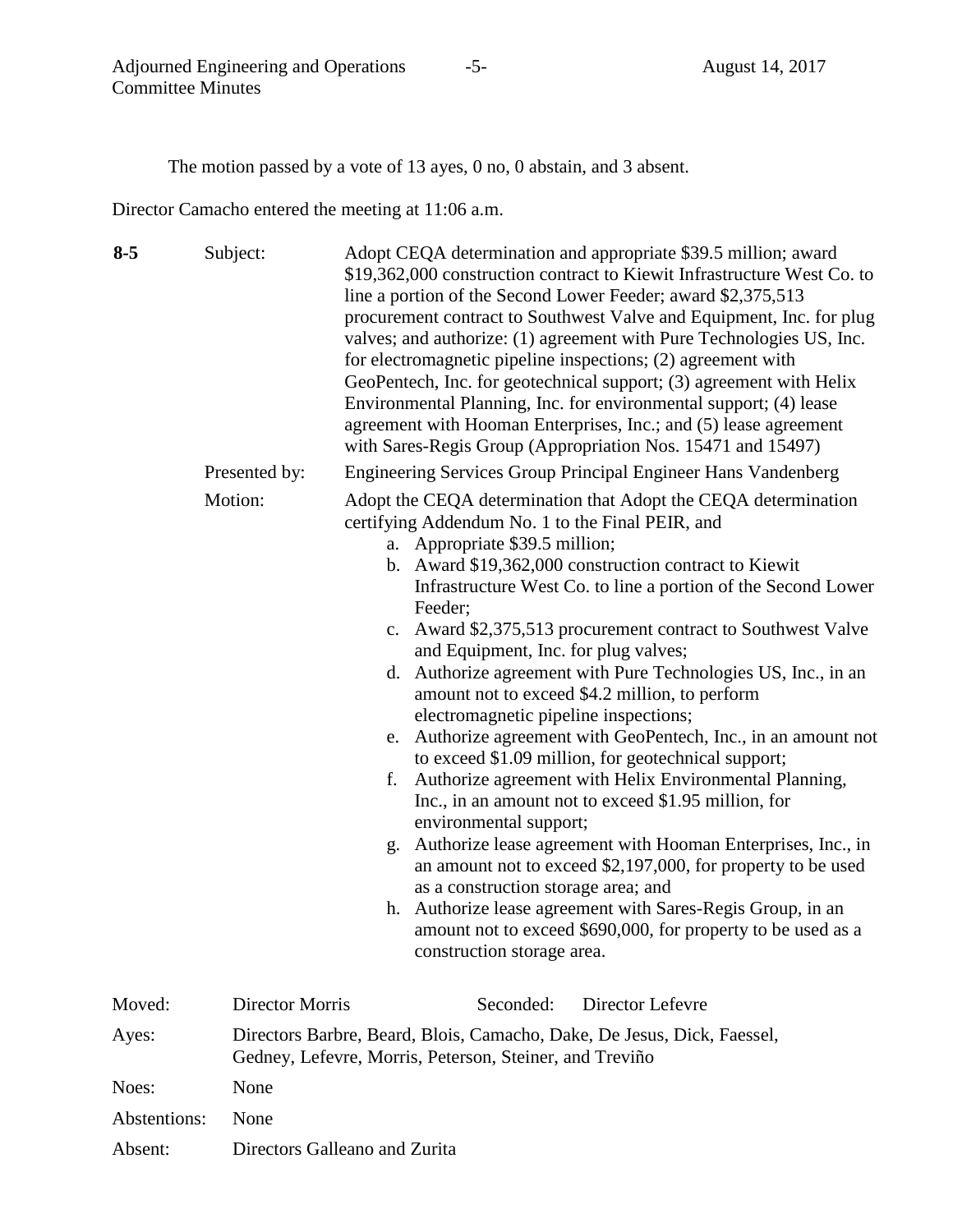The motion passed by a vote of 13 ayes, 0 no, 0 abstain, and 3 absent.

Director Camacho entered the meeting at 11:06 a.m.

**8-5** Subject: Adopt CEQA determination and appropriate $39.5 million; award $19,362,000 construction contract to Kiewit Infrastructure West Co. to line a portion of the Second Lower Feeder; award $2,375,513 procurement contract to Southwest Valve and Equipment, Inc. for plug valves; and authorize: (1) agreement with Pure Technologies US, Inc. for electromagnetic pipeline inspections; (2) agreement with GeoPentech, Inc. for geotechnical support; (3) agreement with Helix Environmental Planning, Inc. for environmental support; (4) lease agreement with Hooman Enterprises, Inc.; and (5) lease agreement with Sares-Regis Group (Appropriation Nos. 15471 and 15497)

Presented by: Engineering Services Group Principal Engineer Hans Vandenberg

Motion: Adopt the CEQA determination that Adopt the CEQA determination certifying Addendum No. 1 to the Final PEIR, and

a. Appropriate $39.5 million;
b. Award $19,362,000 construction contract to Kiewit Infrastructure West Co. to line a portion of the Second Lower Feeder;
c. Award $2,375,513 procurement contract to Southwest Valve and Equipment, Inc. for plug valves;
d. Authorize agreement with Pure Technologies US, Inc., in an amount not to exceed $4.2 million, to perform electromagnetic pipeline inspections;
e. Authorize agreement with GeoPentech, Inc., in an amount not to exceed $1.09 million, for geotechnical support;
f. Authorize agreement with Helix Environmental Planning, Inc., in an amount not to exceed $1.95 million, for environmental support;
g. Authorize lease agreement with Hooman Enterprises, Inc., in an amount not to exceed $2,197,000, for property to be used as a construction storage area; and
h. Authorize lease agreement with Sares-Regis Group, in an amount not to exceed $690,000, for property to be used as a construction storage area.

Moved: Director Morris Seconded: Director Lefevre

Ayes: Directors Barbre, Beard, Blois, Camacho, Dake, De Jesus, Dick, Faessel, Gedney, Lefevre, Morris, Peterson, Steiner, and Treviño

Noes: None

Abstentions: None

Absent: Directors Galleano and Zurita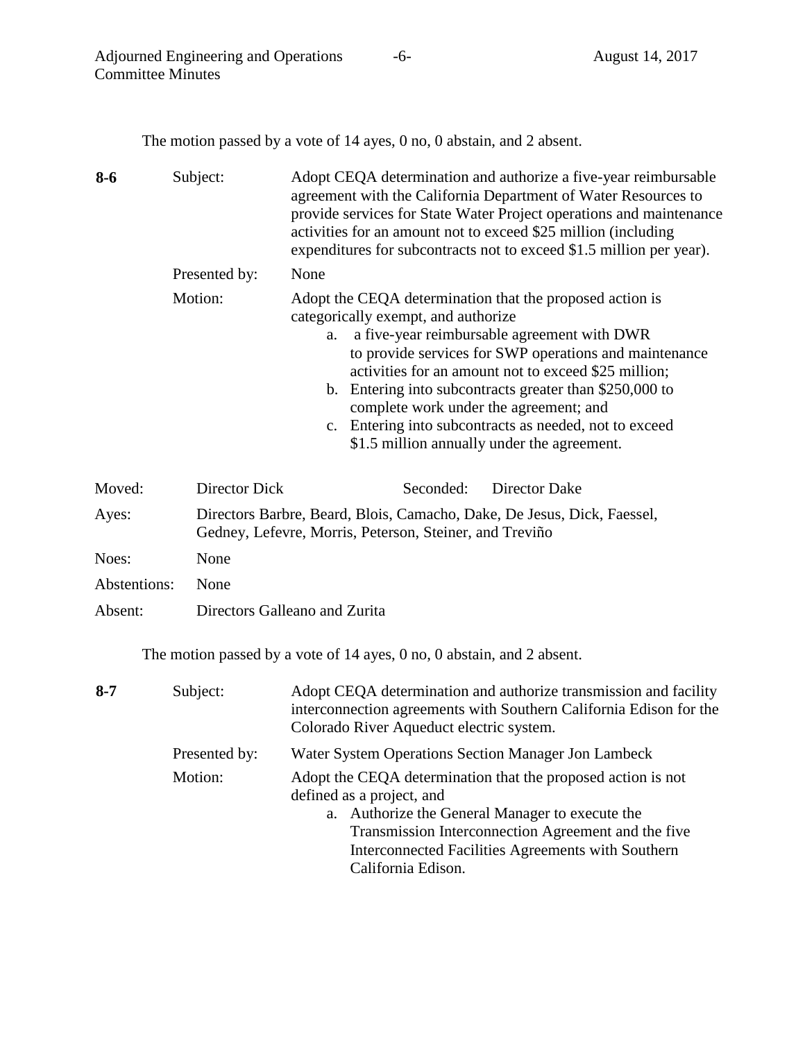The motion passed by a vote of 14 ayes, 0 no, 0 abstain, and 2 absent.

**8-6** Subject: Adopt CEQA determination and authorize a five-year reimbursable agreement with the California Department of Water Resources to provide services for State Water Project operations and maintenance activities for an amount not to exceed $25 million (including expenditures for subcontracts not to exceed $1.5 million per year).

Presented by: None

Motion: Adopt the CEQA determination that the proposed action is categorically exempt, and authorize

a. a five-year reimbursable agreement with DWR to provide services for SWP operations and maintenance activities for an amount not to exceed $25 million;
b. Entering into subcontracts greater than $250,000 to complete work under the agreement; and
c. Entering into subcontracts as needed, not to exceed $1.5 million annually under the agreement.

Moved: Director Dick Seconded: Director Dake

Ayes: Directors Barbre, Beard, Blois, Camacho, Dake, De Jesus, Dick, Faessel, Gedney, Lefevre, Morris, Peterson, Steiner, and Treviño

Noes: None

Abstentions: None

Absent: Directors Galleano and Zurita

The motion passed by a vote of 14 ayes, 0 no, 0 abstain, and 2 absent.

**8-7** Subject: Adopt CEQA determination and authorize transmission and facility interconnection agreements with Southern California Edison for the Colorado River Aqueduct electric system.

Presented by: Water System Operations Section Manager Jon Lambeck

Motion: Adopt the CEQA determination that the proposed action is not defined as a project, and

a. Authorize the General Manager to execute the Transmission Interconnection Agreement and the five Interconnected Facilities Agreements with Southern California Edison.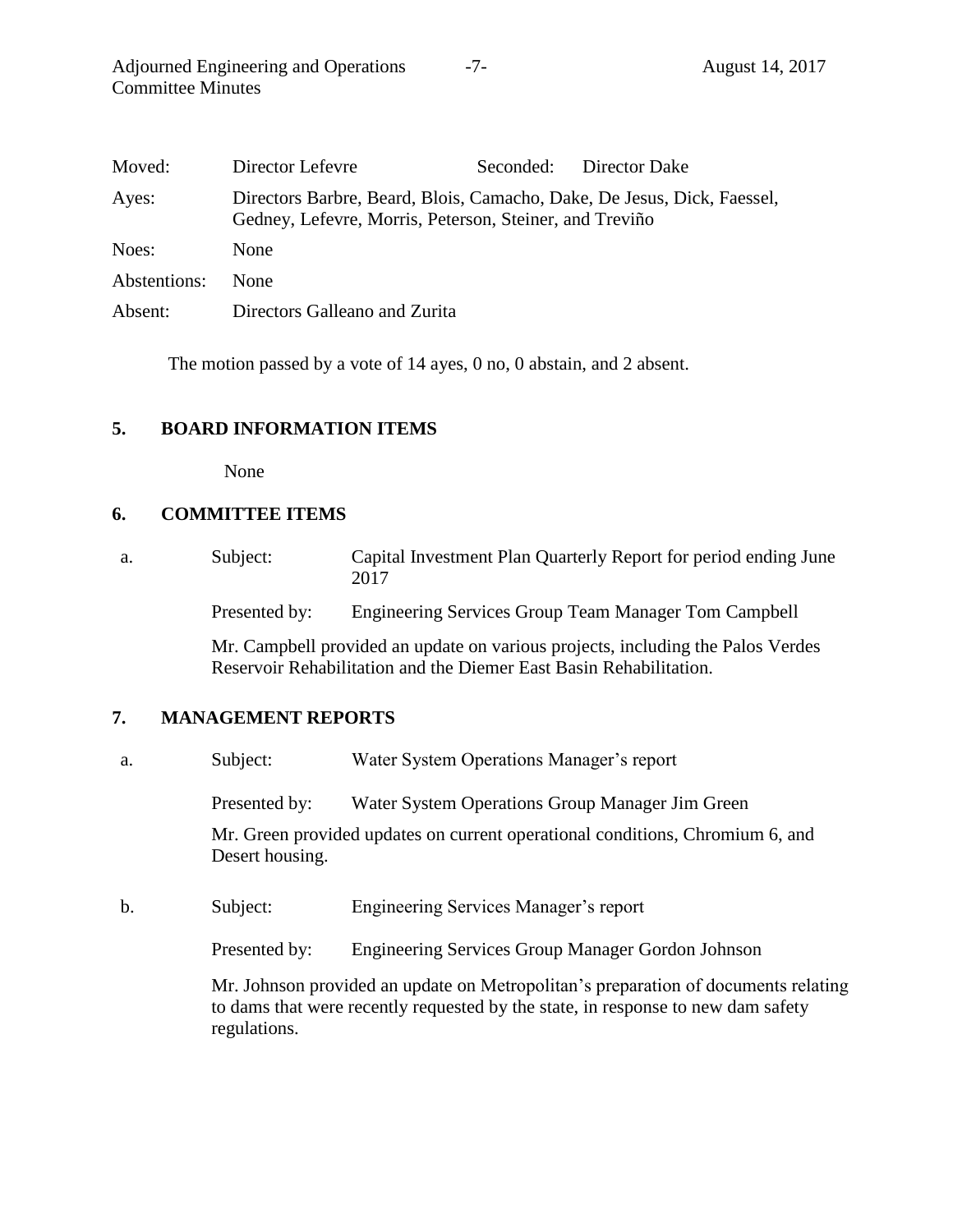| | | | |
|---|---|---|---|
| Moved: | Director Lefevre | Seconded: | Director Dake |
| Ayes: | Directors Barbre, Beard, Blois, Camacho, Dake, De Jesus, Dick, Faessel, Gedney, Lefevre, Morris, Peterson, Steiner, and Treviño | | |
| Noes: | None | | |
| Abstentions: | None | | |
| Absent: | Directors Galleano and Zurita | | |

The motion passed by a vote of 14 ayes, 0 no, 0 abstain, and 2 absent.

## 5. BOARD INFORMATION ITEMS

None

## 6. COMMITTEE ITEMS

a. Subject: Capital Investment Plan Quarterly Report for period ending June 2017

Presented by: Engineering Services Group Team Manager Tom Campbell

Mr. Campbell provided an update on various projects, including the Palos Verdes Reservoir Rehabilitation and the Diemer East Basin Rehabilitation.

## 7. MANAGEMENT REPORTS

a. Subject: Water System Operations Manager's report

Presented by: Water System Operations Group Manager Jim Green

Mr. Green provided updates on current operational conditions, Chromium 6, and Desert housing.

b. Subject: Engineering Services Manager's report

Presented by: Engineering Services Group Manager Gordon Johnson

Mr. Johnson provided an update on Metropolitan's preparation of documents relating to dams that were recently requested by the state, in response to new dam safety regulations.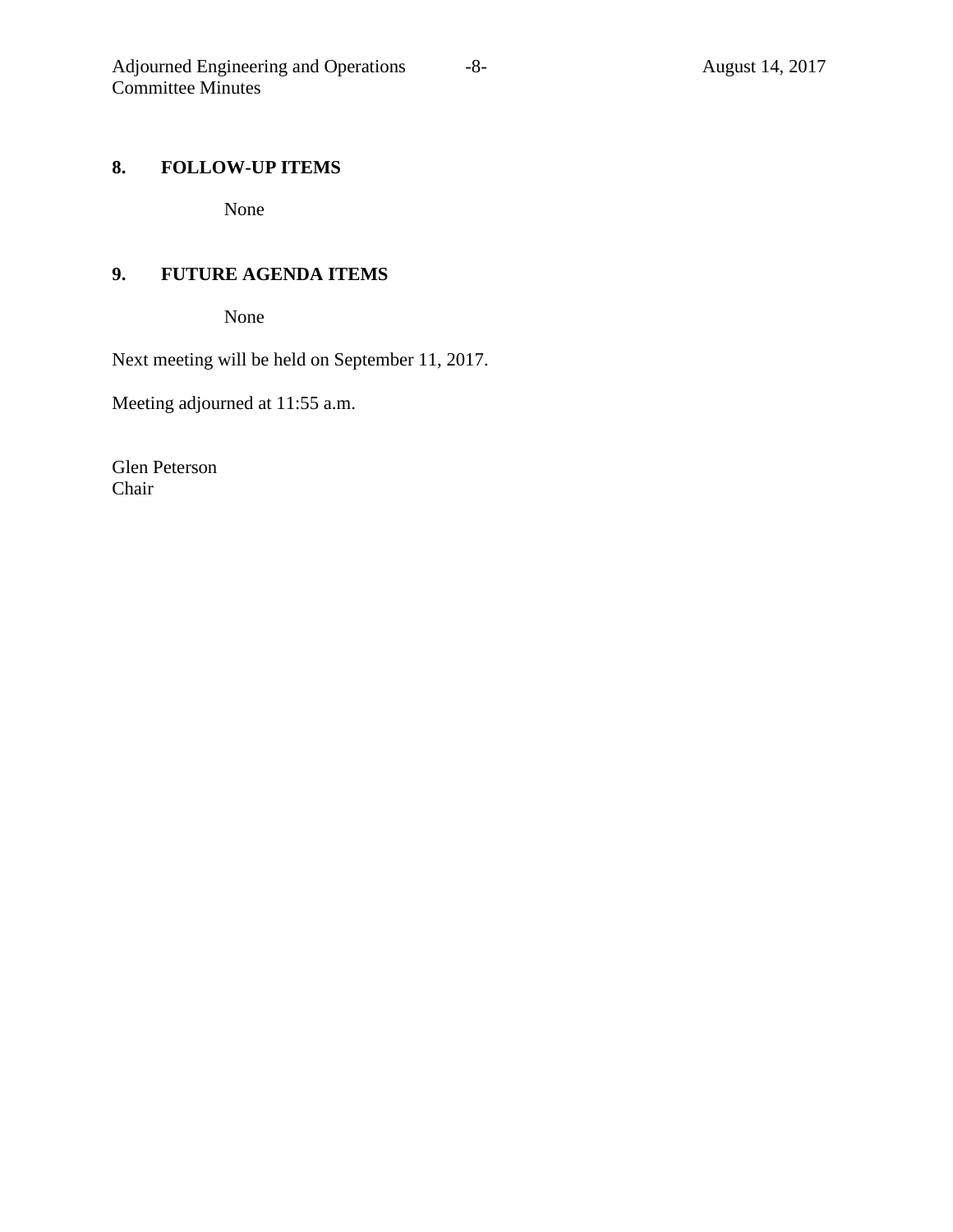## 8. FOLLOW-UP ITEMS

None

## 9. FUTURE AGENDA ITEMS

None

Next meeting will be held on September 11, 2017.

Meeting adjourned at 11:55 a.m.

Glen Peterson
Chair